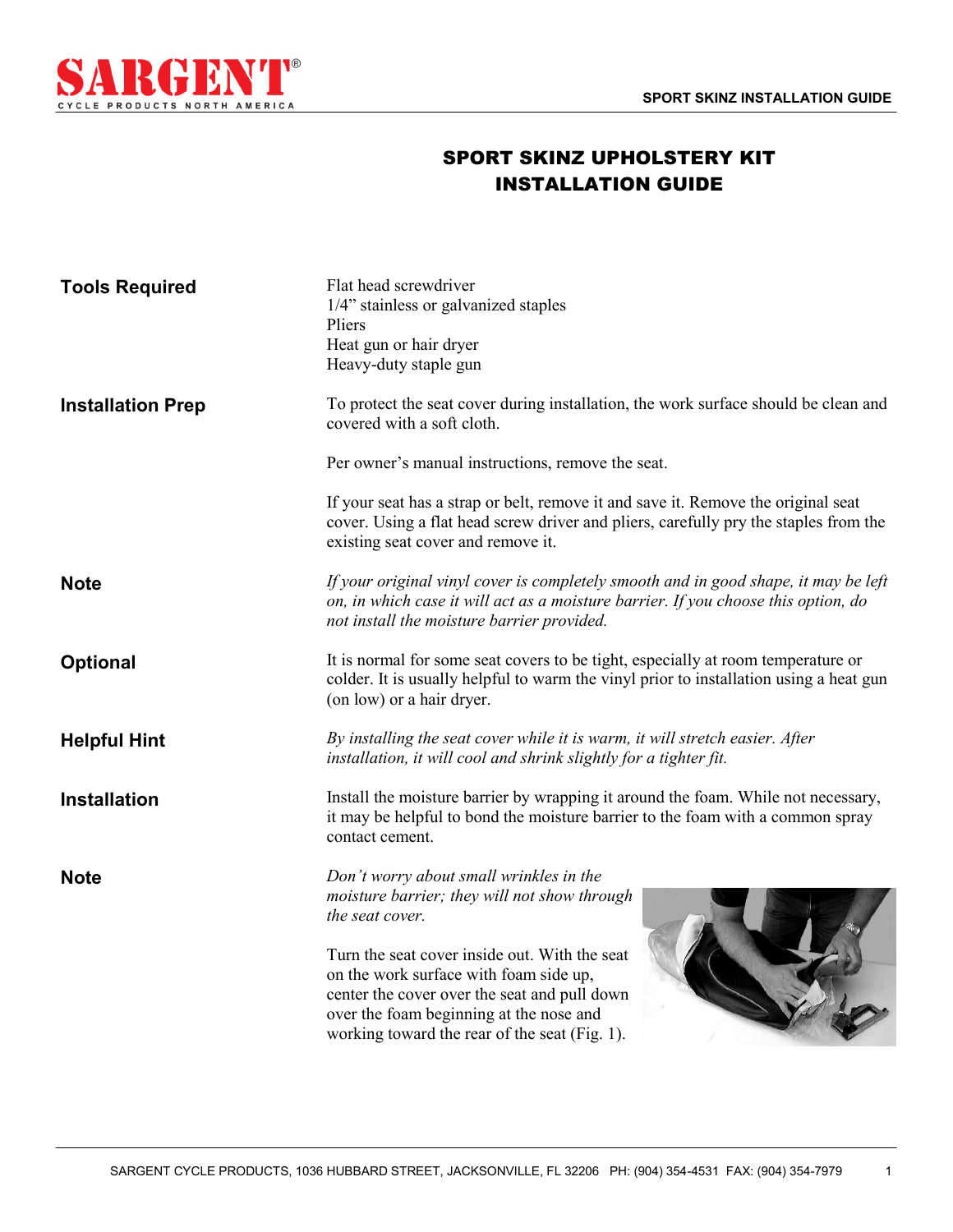# SPORT SKINZ UPHOLSTERY KIT INSTALLATION GUIDE

**Tools Required**

Flat head screwdriver
1/4" stainless or galvanized staples
Pliers
Heat gun or hair dryer
Heavy-duty staple gun

**Installation Prep**

To protect the seat cover during installation, the work surface should be clean and covered with a soft cloth.

Per owner's manual instructions, remove the seat.

If your seat has a strap or belt, remove it and save it. Remove the original seat cover. Using a flat head screw driver and pliers, carefully pry the staples from the existing seat cover and remove it.

**Note**

*If your original vinyl cover is completely smooth and in good shape, it may be left on, in which case it will act as a moisture barrier. If you choose this option, do not install the moisture barrier provided.*

**Optional**

It is normal for some seat covers to be tight, especially at room temperature or colder. It is usually helpful to warm the vinyl prior to installation using a heat gun (on low) or a hair dryer.

**Helpful Hint**

*By installing the seat cover while it is warm, it will stretch easier. After installation, it will cool and shrink slightly for a tighter fit.*

**Installation**

Install the moisture barrier by wrapping it around the foam. While not necessary, it may be helpful to bond the moisture barrier to the foam with a common spray contact cement.

**Note**

*Don't worry about small wrinkles in the moisture barrier; they will not show through the seat cover.*

Turn the seat cover inside out. With the seat on the work surface with foam side up, center the cover over the seat and pull down over the foam beginning at the nose and working toward the rear of the seat (Fig. 1).

SARGENT CYCLE PRODUCTS, 1036 HUBBARD STREET, JACKSONVILLE, FL 32206 PH: (904) 354-4531 FAX: (904) 354-7979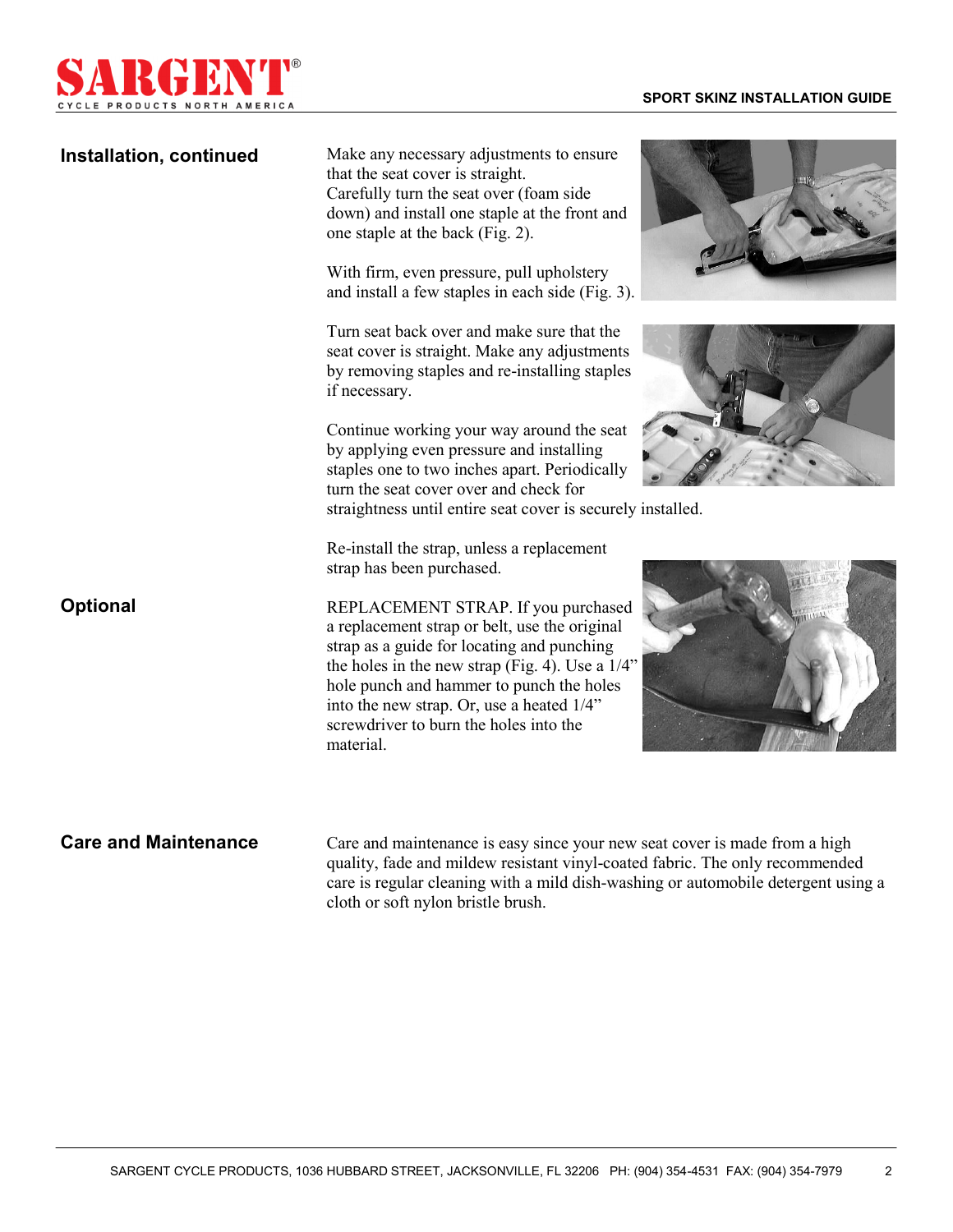## Installation, continued

Make any necessary adjustments to ensure that the seat cover is straight.
Carefully turn the seat over (foam side down) and install one staple at the front and one staple at the back (Fig. 2).

With firm, even pressure, pull upholstery and install a few staples in each side (Fig. 3).

Turn seat back over and make sure that the seat cover is straight. Make any adjustments by removing staples and re-installing staples if necessary.

Continue working your way around the seat by applying even pressure and installing staples one to two inches apart. Periodically turn the seat cover over and check for straightness until entire seat cover is securely installed.

Re-install the strap, unless a replacement strap has been purchased.

## Optional

REPLACEMENT STRAP. If you purchased a replacement strap or belt, use the original strap as a guide for locating and punching the holes in the new strap (Fig. 4). Use a 1/4" hole punch and hammer to punch the holes into the new strap. Or, use a heated 1/4" screwdriver to burn the holes into the material.

## Care and Maintenance

Care and maintenance is easy since your new seat cover is made from a high quality, fade and mildew resistant vinyl-coated fabric. The only recommended care is regular cleaning with a mild dish-washing or automobile detergent using a cloth or soft nylon bristle brush.